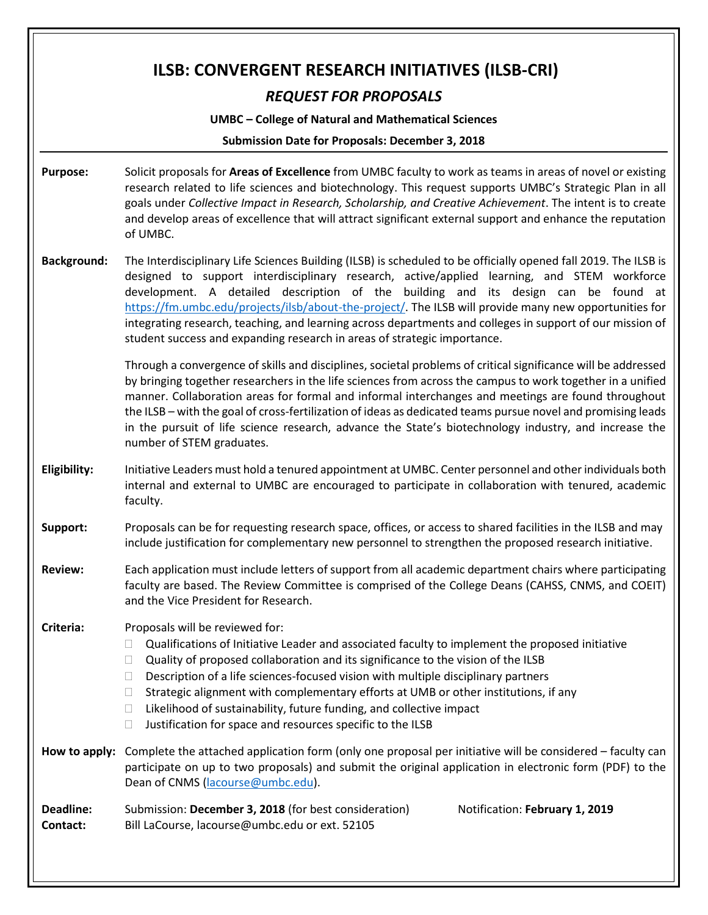# ILSB: CONVERGENT RESEARCH INITIATIVES (ILSB-CRI)

## *REQUEST FOR PROPOSALS*

**UMBC – College of Natural and Mathematical Sciences**

**Submission Date for Proposals: December 3, 2018**

---

**Purpose:** Solicit proposals for **Areas of Excellence** from UMBC faculty to work as teams in areas of novel or existing research related to life sciences and biotechnology. This request supports UMBC's Strategic Plan in all goals under *Collective Impact in Research, Scholarship, and Creative Achievement*. The intent is to create and develop areas of excellence that will attract significant external support and enhance the reputation of UMBC.

**Background:** The Interdisciplinary Life Sciences Building (ILSB) is scheduled to be officially opened fall 2019. The ILSB is designed to support interdisciplinary research, active/applied learning, and STEM workforce development. A detailed description of the building and its design can be found at [https://fm.umbc.edu/projects/ilsb/about-the-project/](https://fm.umbc.edu/projects/ilsb/about-the-project/). The ILSB will provide many new opportunities for integrating research, teaching, and learning across departments and colleges in support of our mission of student success and expanding research in areas of strategic importance.

Through a convergence of skills and disciplines, societal problems of critical significance will be addressed by bringing together researchers in the life sciences from across the campus to work together in a unified manner. Collaboration areas for formal and informal interchanges and meetings are found throughout the ILSB – with the goal of cross-fertilization of ideas as dedicated teams pursue novel and promising leads in the pursuit of life science research, advance the State's biotechnology industry, and increase the number of STEM graduates.

**Eligibility:** Initiative Leaders must hold a tenured appointment at UMBC. Center personnel and other individuals both internal and external to UMBC are encouraged to participate in collaboration with tenured, academic faculty.

**Support:** Proposals can be for requesting research space, offices, or access to shared facilities in the ILSB and may include justification for complementary new personnel to strengthen the proposed research initiative.

**Review:** Each application must include letters of support from all academic department chairs where participating faculty are based. The Review Committee is comprised of the College Deans (CAHSS, CNMS, and COEIT) and the Vice President for Research.

**Criteria:** Proposals will be reviewed for:

- Qualifications of Initiative Leader and associated faculty to implement the proposed initiative
- Quality of proposed collaboration and its significance to the vision of the ILSB
- Description of a life sciences-focused vision with multiple disciplinary partners
- Strategic alignment with complementary efforts at UMB or other institutions, if any
- Likelihood of sustainability, future funding, and collective impact
- Justification for space and resources specific to the ILSB

**How to apply:** Complete the attached application form (only one proposal per initiative will be considered – faculty can participate on up to two proposals) and submit the original application in electronic form (PDF) to the Dean of CNMS ([lacourse@umbc.edu](mailto:lacourse@umbc.edu)).

**Deadline:** Submission: **December 3, 2018** (for best consideration) Notification: **February 1, 2019**

**Contact:** Bill LaCourse, lacourse@umbc.edu or ext. 52105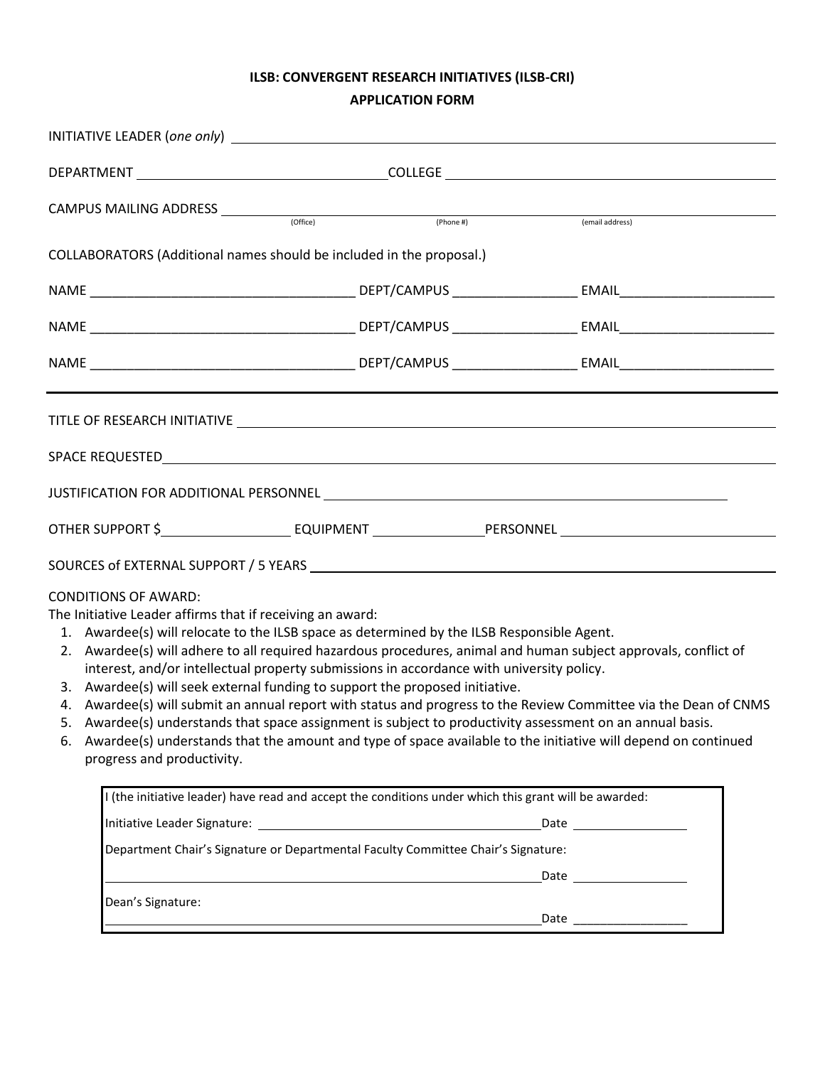**ILSB: CONVERGENT RESEARCH INITIATIVES (ILSB-CRI)**

**APPLICATION FORM**

INITIATIVE LEADER (*one only*) ______________________________________________

DEPARTMENT ______________________________ COLLEGE ______________________________

CAMPUS MAILING ADDRESS ______________________________________________
(Office) (Phone #) (email address)

COLLABORATORS (Additional names should be included in the proposal.)

NAME ___________________________________ DEPT/CAMPUS ________________ EMAIL____________________

NAME ___________________________________ DEPT/CAMPUS ________________ EMAIL____________________

NAME ___________________________________ DEPT/CAMPUS ________________ EMAIL____________________

---

TITLE OF RESEARCH INITIATIVE ______________________________________________

SPACE REQUESTED ______________________________________________

JUSTIFICATION FOR ADDITIONAL PERSONNEL ______________________________________________

OTHER SUPPORT $________________ EQUIPMENT ______________ PERSONNEL ____________________________

SOURCES of EXTERNAL SUPPORT / 5 YEARS ______________________________________________

CONDITIONS OF AWARD:
The Initiative Leader affirms that if receiving an award:

1. Awardee(s) will relocate to the ILSB space as determined by the ILSB Responsible Agent.
2. Awardee(s) will adhere to all required hazardous procedures, animal and human subject approvals, conflict of interest, and/or intellectual property submissions in accordance with university policy.
3. Awardee(s) will seek external funding to support the proposed initiative.
4. Awardee(s) will submit an annual report with status and progress to the Review Committee via the Dean of CNMS
5. Awardee(s) understands that space assignment is subject to productivity assessment on an annual basis.
6. Awardee(s) understands that the amount and type of space available to the initiative will depend on continued progress and productivity.

I (the initiative leader) have read and accept the conditions under which this grant will be awarded:

Initiative Leader Signature: ________________________________________ Date ________________

Department Chair's Signature or Departmental Faculty Committee Chair's Signature:

________________________________________________________________ Date ________________

Dean's Signature:

________________________________________________________________ Date ________________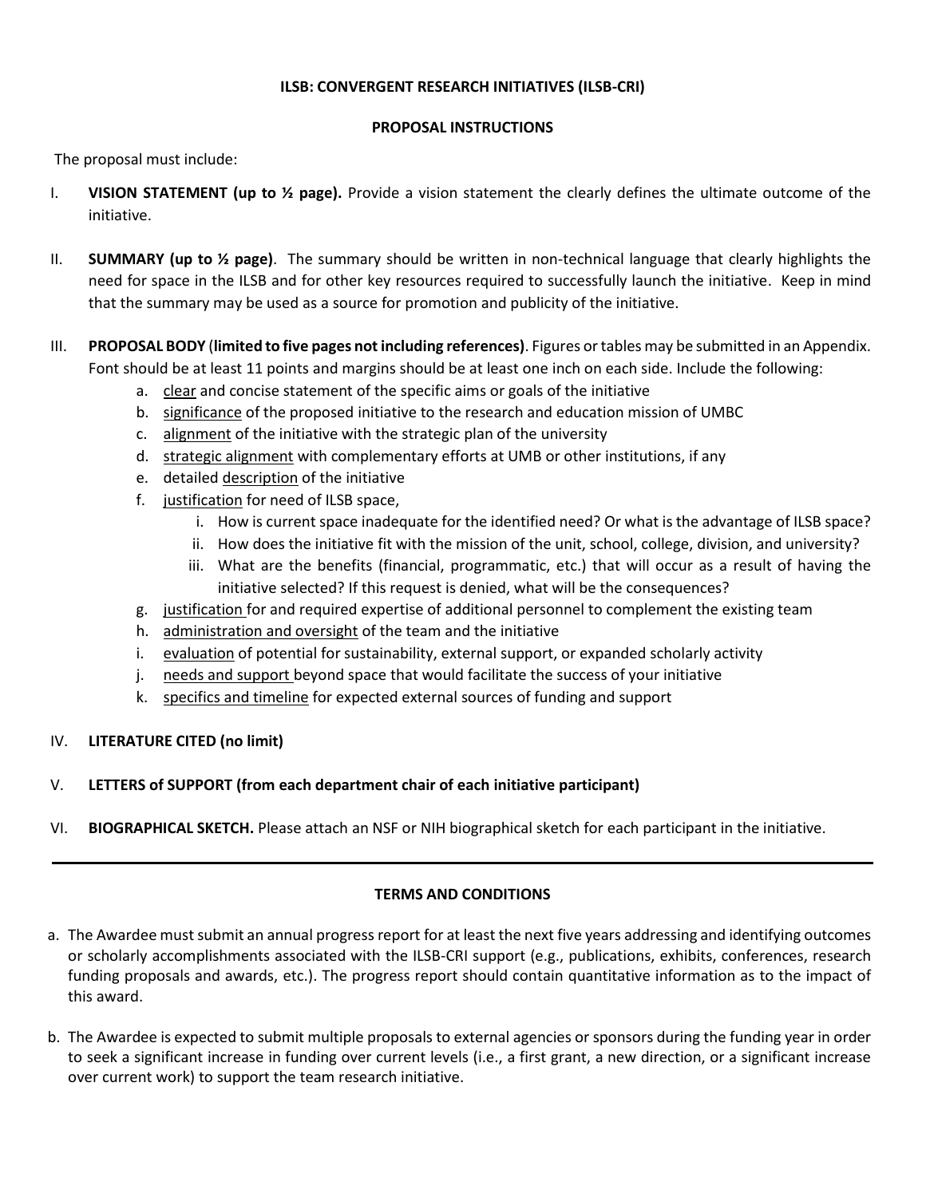**ILSB: CONVERGENT RESEARCH INITIATIVES (ILSB-CRI)**

**PROPOSAL INSTRUCTIONS**

The proposal must include:

I. **VISION STATEMENT (up to ½ page).** Provide a vision statement the clearly defines the ultimate outcome of the initiative.

II. **SUMMARY (up to ½ page)**. The summary should be written in non-technical language that clearly highlights the need for space in the ILSB and for other key resources required to successfully launch the initiative. Keep in mind that the summary may be used as a source for promotion and publicity of the initiative.

III. **PROPOSAL BODY** (**limited to five pages not including references)**. Figures or tables may be submitted in an Appendix. Font should be at least 11 points and margins should be at least one inch on each side. Include the following:

   a. <u>clear</u> and concise statement of the specific aims or goals of the initiative
   b. <u>significance</u> of the proposed initiative to the research and education mission of UMBC
   c. <u>alignment</u> of the initiative with the strategic plan of the university
   d. <u>strategic alignment</u> with complementary efforts at UMB or other institutions, if any
   e. detailed <u>description</u> of the initiative
   f. <u>justification</u> for need of ILSB space,
      i. How is current space inadequate for the identified need? Or what is the advantage of ILSB space?
      ii. How does the initiative fit with the mission of the unit, school, college, division, and university?
      iii. What are the benefits (financial, programmatic, etc.) that will occur as a result of having the initiative selected? If this request is denied, what will be the consequences?
   g. <u>justification</u> for and required expertise of additional personnel to complement the existing team
   h. <u>administration and oversight</u> of the team and the initiative
   i. <u>evaluation</u> of potential for sustainability, external support, or expanded scholarly activity
   j. <u>needs and support</u> beyond space that would facilitate the success of your initiative
   k. <u>specifics and timeline</u> for expected external sources of funding and support

IV. **LITERATURE CITED (no limit)**

V. **LETTERS of SUPPORT (from each department chair of each initiative participant)**

VI. **BIOGRAPHICAL SKETCH.** Please attach an NSF or NIH biographical sketch for each participant in the initiative.

---

**TERMS AND CONDITIONS**

a. The Awardee must submit an annual progress report for at least the next five years addressing and identifying outcomes or scholarly accomplishments associated with the ILSB-CRI support (e.g., publications, exhibits, conferences, research funding proposals and awards, etc.). The progress report should contain quantitative information as to the impact of this award.

b. The Awardee is expected to submit multiple proposals to external agencies or sponsors during the funding year in order to seek a significant increase in funding over current levels (i.e., a first grant, a new direction, or a significant increase over current work) to support the team research initiative.